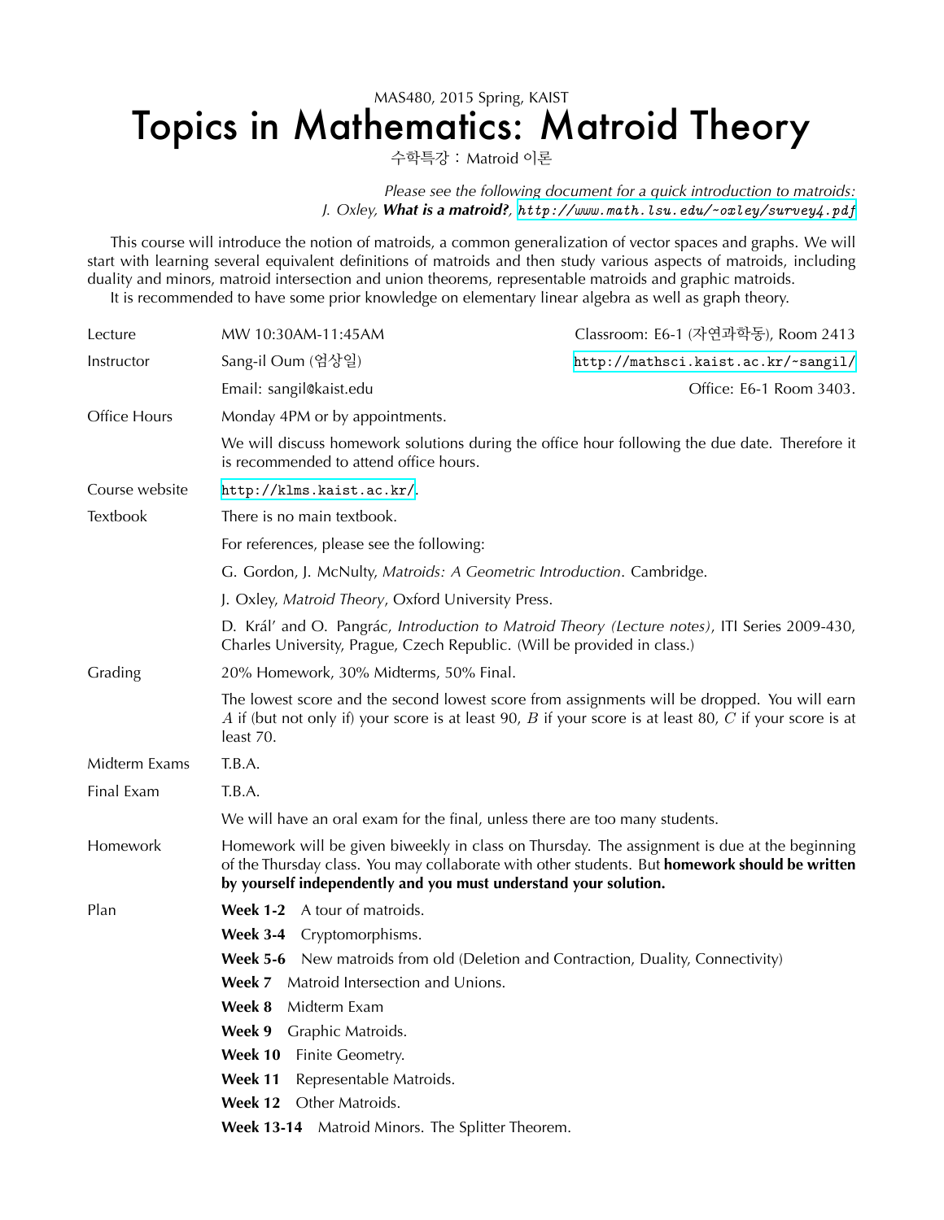MAS480, 2015 Spring, KAIST

# Topics in Mathematics: Matroid Theory

수학특강 : Matroid 이론

*Please see the following document for a quick introduction to matroids:*
*J. Oxley,* ***What is a matroid?****,* `http://www.math.lsu.edu/~oxley/survey4.pdf`

This course will introduce the notion of matroids, a common generalization of vector spaces and graphs. We will start with learning several equivalent definitions of matroids and then study various aspects of matroids, including duality and minors, matroid intersection and union theorems, representable matroids and graphic matroids.

It is recommended to have some prior knowledge on elementary linear algebra as well as graph theory.

| | | |
|---|---|---|
| Lecture | MW 10:30AM-11:45AM | Classroom: E6-1 (자연과학동), Room 2413 |
| Instructor | Sang-il Oum (엄상일) | `http://mathsci.kaist.ac.kr/~sangil/` |
| | Email: sangil@kaist.edu | Office: E6-1 Room 3403. |
| Office Hours | Monday 4PM or by appointments. | |
| | We will discuss homework solutions during the office hour following the due date. Therefore it is recommended to attend office hours. | |
| Course website | `http://klms.kaist.ac.kr/`. | |
| Textbook | There is no main textbook. | |
| | For references, please see the following: | |
| | G. Gordon, J. McNulty, *Matroids: A Geometric Introduction*. Cambridge. | |
| | J. Oxley, *Matroid Theory*, Oxford University Press. | |
| | D. Král' and O. Pangrác, *Introduction to Matroid Theory (Lecture notes)*, ITI Series 2009-430, Charles University, Prague, Czech Republic. (Will be provided in class.) | |
| Grading | 20% Homework, 30% Midterms, 50% Final. | |
| | The lowest score and the second lowest score from assignments will be dropped. You will earn $A$ if (but not only if) your score is at least 90, $B$ if your score is at least 80, $C$ if your score is at least 70. | |
| Midterm Exams | T.B.A. | |
| Final Exam | T.B.A. | |
| | We will have an oral exam for the final, unless there are too many students. | |
| Homework | Homework will be given biweekly in class on Thursday. The assignment is due at the beginning of the Thursday class. You may collaborate with other students. But **homework should be written by yourself independently and you must understand your solution.** | |

**Plan**

- **Week 1-2** A tour of matroids.
- **Week 3-4** Cryptomorphisms.
- **Week 5-6** New matroids from old (Deletion and Contraction, Duality, Connectivity)
- **Week 7** Matroid Intersection and Unions.
- **Week 8** Midterm Exam
- **Week 9** Graphic Matroids.
- **Week 10** Finite Geometry.
- **Week 11** Representable Matroids.
- **Week 12** Other Matroids.
- **Week 13-14** Matroid Minors. The Splitter Theorem.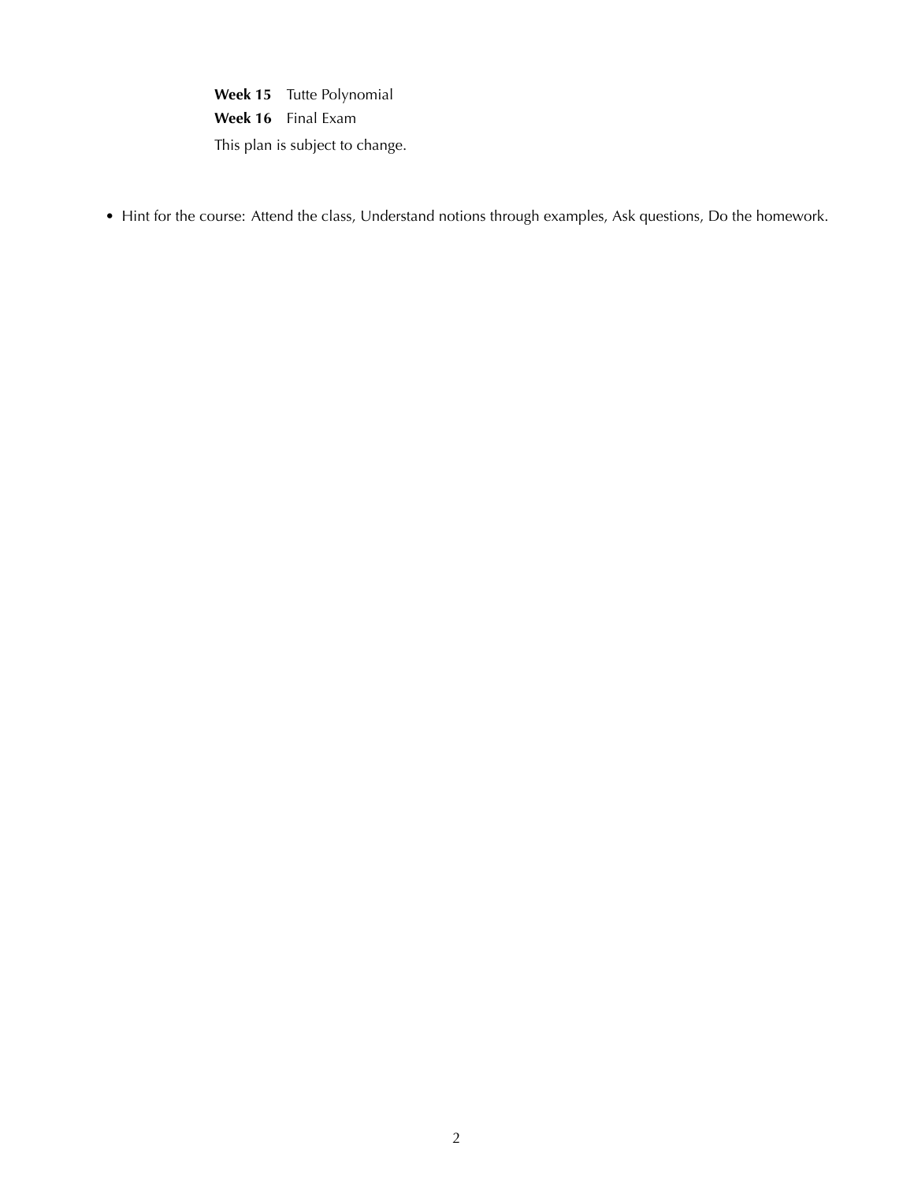**Week 15** Tutte Polynomial

**Week 16** Final Exam

This plan is subject to change.

- Hint for the course: Attend the class, Understand notions through examples, Ask questions, Do the homework.